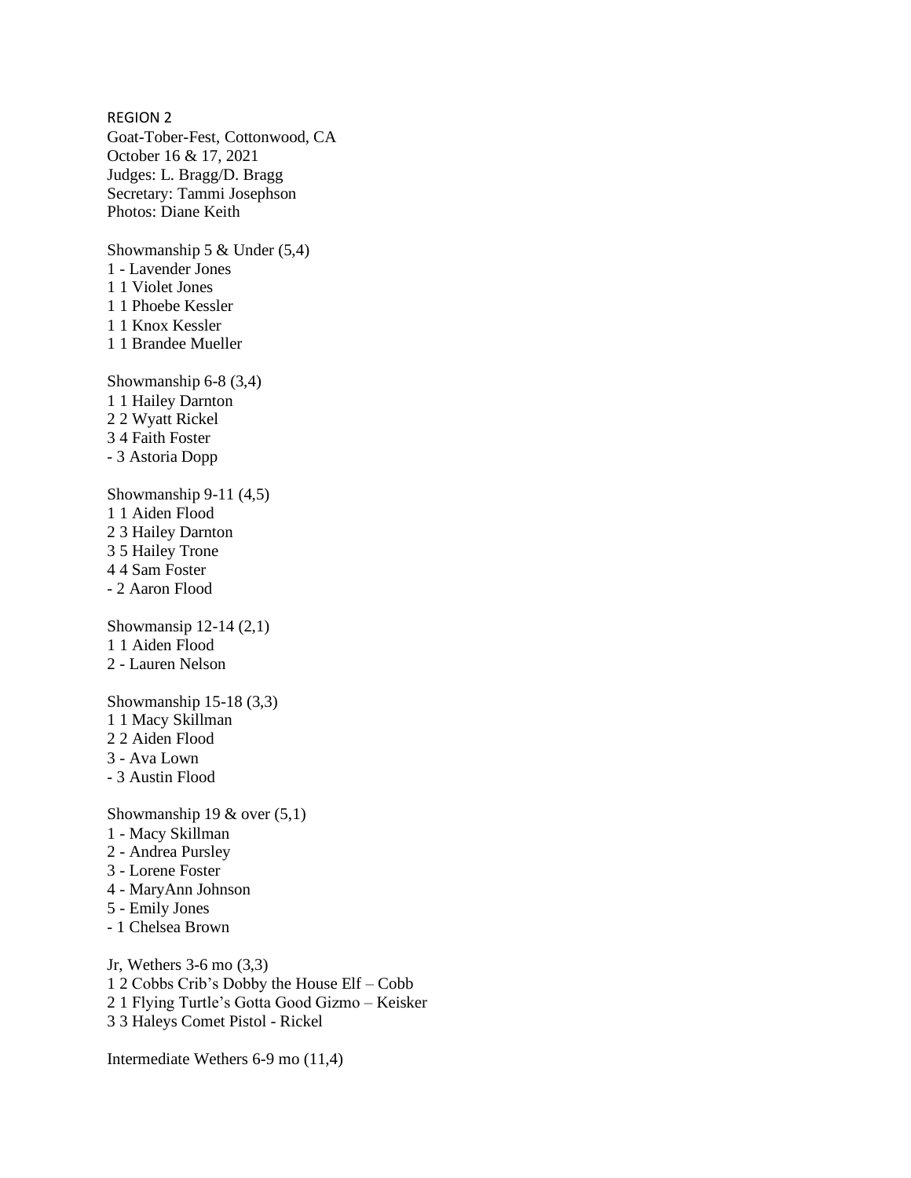REGION 2
Goat-Tober-Fest, Cottonwood, CA
October 16 & 17, 2021
Judges: L. Bragg/D. Bragg
Secretary: Tammi Josephson
Photos: Diane Keith

Showmanship 5 & Under (5,4)
1 - Lavender Jones
1 1 Violet Jones
1 1 Phoebe Kessler
1 1 Knox Kessler
1 1 Brandee Mueller

Showmanship 6-8 (3,4)
1 1 Hailey Darnton
2 2 Wyatt Rickel
3 4 Faith Foster
- 3 Astoria Dopp

Showmanship 9-11 (4,5)
1 1 Aiden Flood
2 3 Hailey Darnton
3 5 Hailey Trone
4 4 Sam Foster
- 2 Aaron Flood

Showmansip 12-14 (2,1)
1 1 Aiden Flood
2 - Lauren Nelson

Showmanship 15-18 (3,3)
1 1 Macy Skillman
2 2 Aiden Flood
3 - Ava Lown
- 3 Austin Flood

Showmanship 19 & over (5,1)
1 - Macy Skillman
2 - Andrea Pursley
3 - Lorene Foster
4 - MaryAnn Johnson
5 - Emily Jones
- 1 Chelsea Brown

Jr, Wethers 3-6 mo (3,3)
1 2 Cobbs Crib's Dobby the House Elf – Cobb
2 1 Flying Turtle's Gotta Good Gizmo – Keisker
3 3 Haleys Comet Pistol - Rickel

Intermediate Wethers 6-9 mo (11,4)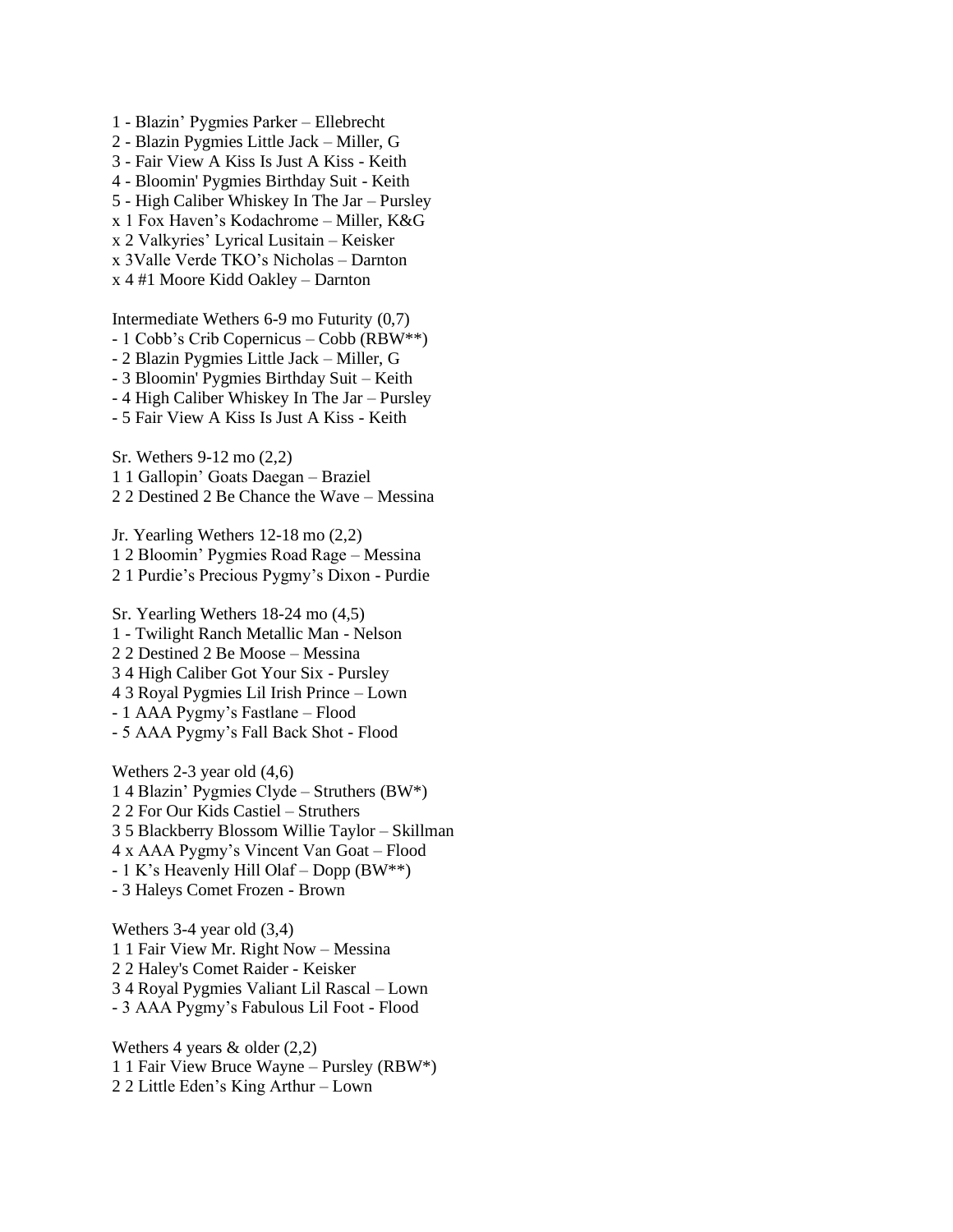1 - Blazin' Pygmies Parker – Ellebrecht
2 - Blazin Pygmies Little Jack – Miller, G
3 - Fair View A Kiss Is Just A Kiss - Keith
4 - Bloomin' Pygmies Birthday Suit - Keith
5 - High Caliber Whiskey In The Jar – Pursley
x 1 Fox Haven's Kodachrome – Miller, K&G
x 2 Valkyries' Lyrical Lusitain – Keisker
x 3Valle Verde TKO's Nicholas – Darnton
x 4 #1 Moore Kidd Oakley – Darnton

Intermediate Wethers 6-9 mo Futurity (0,7)
- 1 Cobb's Crib Copernicus – Cobb (RBW**)
- 2 Blazin Pygmies Little Jack – Miller, G
- 3 Bloomin' Pygmies Birthday Suit – Keith
- 4 High Caliber Whiskey In The Jar – Pursley
- 5 Fair View A Kiss Is Just A Kiss - Keith

Sr. Wethers 9-12 mo (2,2)
1 1 Gallopin' Goats Daegan – Braziel
2 2 Destined 2 Be Chance the Wave – Messina

Jr. Yearling Wethers 12-18 mo (2,2)
1 2 Bloomin' Pygmies Road Rage – Messina
2 1 Purdie's Precious Pygmy's Dixon - Purdie

Sr. Yearling Wethers 18-24 mo (4,5)
1 - Twilight Ranch Metallic Man - Nelson
2 2 Destined 2 Be Moose – Messina
3 4 High Caliber Got Your Six - Pursley
4 3 Royal Pygmies Lil Irish Prince – Lown
- 1 AAA Pygmy's Fastlane – Flood
- 5 AAA Pygmy's Fall Back Shot - Flood

Wethers 2-3 year old (4,6)
1 4 Blazin' Pygmies Clyde – Struthers (BW*)
2 2 For Our Kids Castiel – Struthers
3 5 Blackberry Blossom Willie Taylor – Skillman
4 x AAA Pygmy's Vincent Van Goat – Flood
- 1 K's Heavenly Hill Olaf – Dopp (BW**)
- 3 Haleys Comet Frozen - Brown

Wethers 3-4 year old (3,4)
1 1 Fair View Mr. Right Now – Messina
2 2 Haley's Comet Raider - Keisker
3 4 Royal Pygmies Valiant Lil Rascal – Lown
- 3 AAA Pygmy's Fabulous Lil Foot - Flood

Wethers 4 years & older (2,2)
1 1 Fair View Bruce Wayne – Pursley (RBW*)
2 2 Little Eden's King Arthur – Lown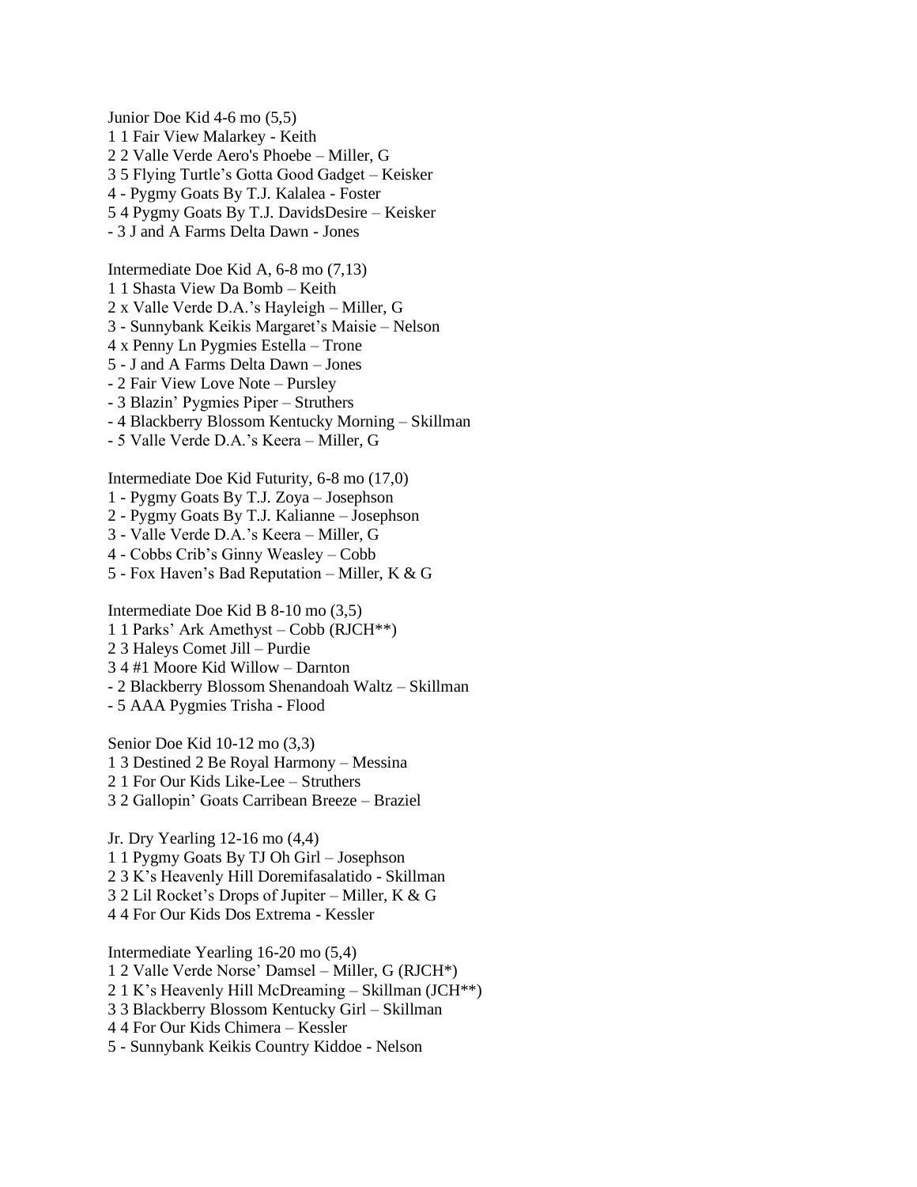Junior Doe Kid 4-6 mo (5,5)
1 1 Fair View Malarkey - Keith
2 2 Valle Verde Aero's Phoebe – Miller, G
3 5 Flying Turtle's Gotta Good Gadget – Keisker
4 - Pygmy Goats By T.J. Kalalea - Foster
5 4 Pygmy Goats By T.J. DavidsDesire – Keisker
- 3 J and A Farms Delta Dawn - Jones

Intermediate Doe Kid A, 6-8 mo (7,13)
1 1 Shasta View Da Bomb – Keith
2 x Valle Verde D.A.'s Hayleigh – Miller, G
3 - Sunnybank Keikis Margaret's Maisie – Nelson
4 x Penny Ln Pygmies Estella – Trone
5 - J and A Farms Delta Dawn – Jones
- 2 Fair View Love Note – Pursley
- 3 Blazin' Pygmies Piper – Struthers
- 4 Blackberry Blossom Kentucky Morning – Skillman
- 5 Valle Verde D.A.'s Keera – Miller, G

Intermediate Doe Kid Futurity, 6-8 mo (17,0)
1 - Pygmy Goats By T.J. Zoya – Josephson
2 - Pygmy Goats By T.J. Kalianne – Josephson
3 - Valle Verde D.A.'s Keera – Miller, G
4 - Cobbs Crib's Ginny Weasley – Cobb
5 - Fox Haven's Bad Reputation – Miller, K & G

Intermediate Doe Kid B 8-10 mo (3,5)
1 1 Parks' Ark Amethyst – Cobb (RJCH**)
2 3 Haleys Comet Jill – Purdie
3 4 #1 Moore Kid Willow – Darnton
- 2 Blackberry Blossom Shenandoah Waltz – Skillman
- 5 AAA Pygmies Trisha - Flood

Senior Doe Kid 10-12 mo (3,3)
1 3 Destined 2 Be Royal Harmony – Messina
2 1 For Our Kids Like-Lee – Struthers
3 2 Gallopin' Goats Carribean Breeze – Braziel

Jr. Dry Yearling 12-16 mo (4,4)
1 1 Pygmy Goats By TJ Oh Girl – Josephson
2 3 K's Heavenly Hill Doremifasalatido - Skillman
3 2 Lil Rocket's Drops of Jupiter – Miller, K & G
4 4 For Our Kids Dos Extrema - Kessler

Intermediate Yearling 16-20 mo (5,4)
1 2 Valle Verde Norse' Damsel – Miller, G (RJCH*)
2 1 K's Heavenly Hill McDreaming – Skillman (JCH**)
3 3 Blackberry Blossom Kentucky Girl – Skillman
4 4 For Our Kids Chimera – Kessler
5 - Sunnybank Keikis Country Kiddoe - Nelson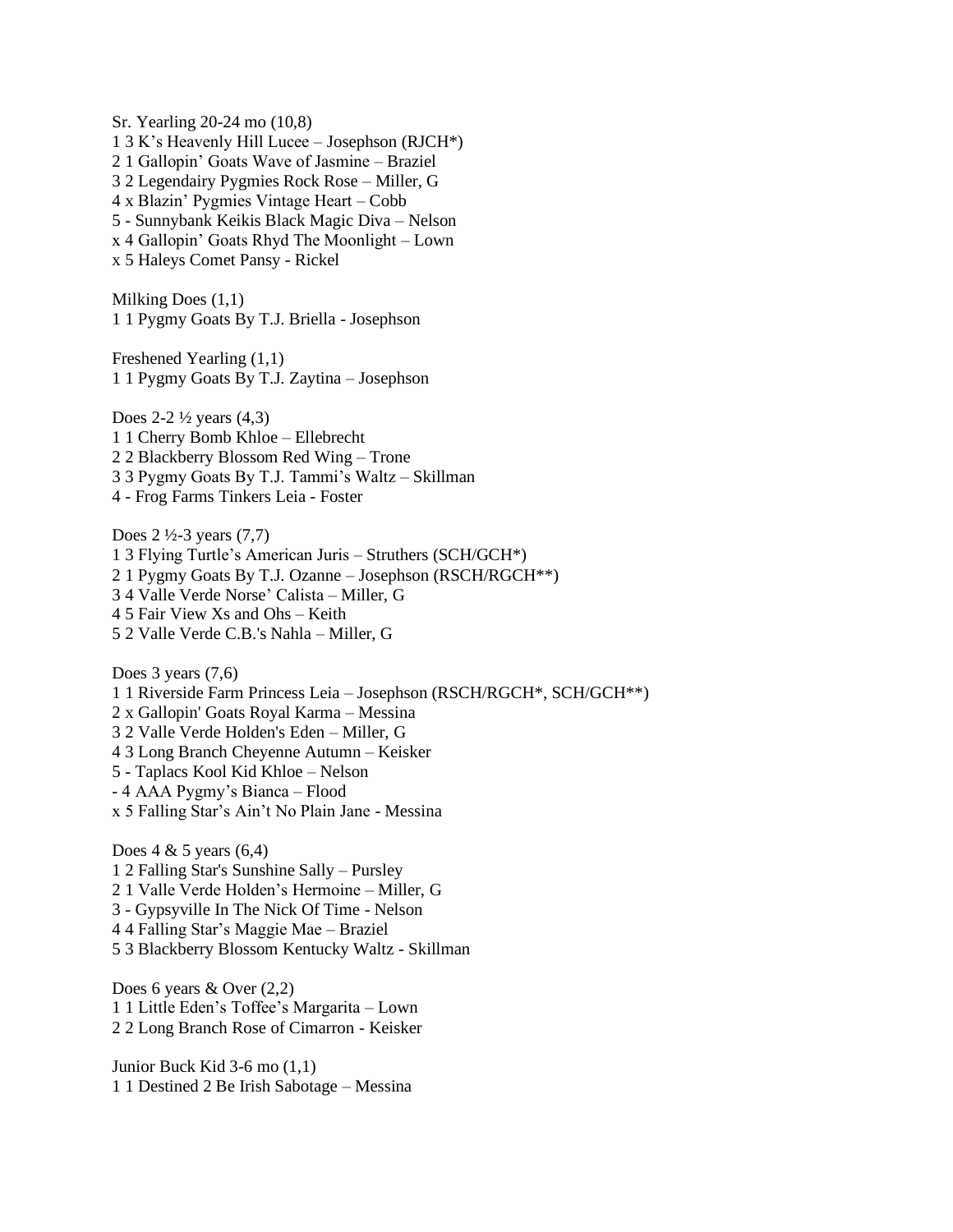Sr. Yearling 20-24 mo (10,8)
1 3 K's Heavenly Hill Lucee – Josephson (RJCH*)
2 1 Gallopin' Goats Wave of Jasmine – Braziel
3 2 Legendairy Pygmies Rock Rose – Miller, G
4 x Blazin' Pygmies Vintage Heart – Cobb
5 - Sunnybank Keikis Black Magic Diva – Nelson
x 4 Gallopin' Goats Rhyd The Moonlight – Lown
x 5 Haleys Comet Pansy - Rickel

Milking Does (1,1)
1 1 Pygmy Goats By T.J. Briella - Josephson

Freshened Yearling (1,1)
1 1 Pygmy Goats By T.J. Zaytina – Josephson

Does 2-2 ½ years (4,3)
1 1 Cherry Bomb Khloe – Ellebrecht
2 2 Blackberry Blossom Red Wing – Trone
3 3 Pygmy Goats By T.J. Tammi's Waltz – Skillman
4 - Frog Farms Tinkers Leia - Foster

Does 2 ½-3 years (7,7)
1 3 Flying Turtle's American Juris – Struthers (SCH/GCH*)
2 1 Pygmy Goats By T.J. Ozanne – Josephson (RSCH/RGCH**)
3 4 Valle Verde Norse' Calista – Miller, G
4 5 Fair View Xs and Ohs – Keith
5 2 Valle Verde C.B.'s Nahla – Miller, G

Does 3 years (7,6)
1 1 Riverside Farm Princess Leia – Josephson (RSCH/RGCH*, SCH/GCH**)
2 x Gallopin' Goats Royal Karma – Messina
3 2 Valle Verde Holden's Eden – Miller, G
4 3 Long Branch Cheyenne Autumn – Keisker
5 - Taplacs Kool Kid Khloe – Nelson
- 4 AAA Pygmy's Bianca – Flood
x 5 Falling Star's Ain't No Plain Jane - Messina

Does 4 & 5 years (6,4)
1 2 Falling Star's Sunshine Sally – Pursley
2 1 Valle Verde Holden's Hermoine – Miller, G
3 - Gypsyville In The Nick Of Time - Nelson
4 4 Falling Star's Maggie Mae – Braziel
5 3 Blackberry Blossom Kentucky Waltz - Skillman

Does 6 years & Over (2,2)
1 1 Little Eden's Toffee's Margarita – Lown
2 2 Long Branch Rose of Cimarron - Keisker

Junior Buck Kid 3-6 mo (1,1)
1 1 Destined 2 Be Irish Sabotage – Messina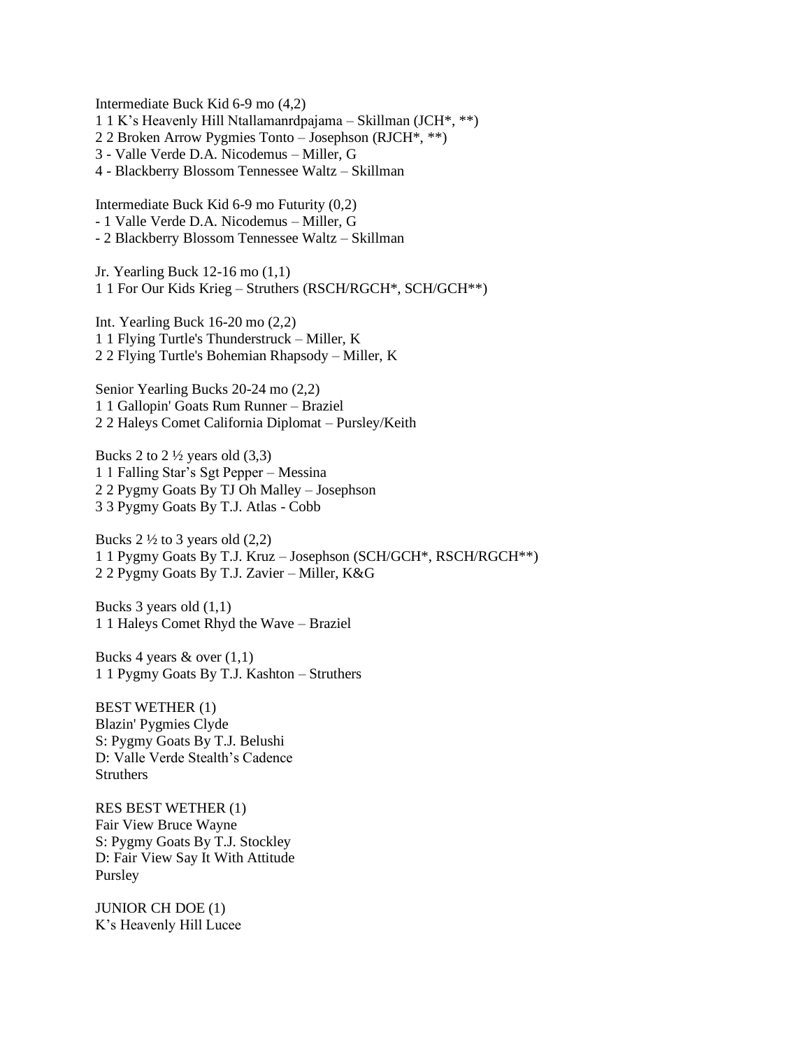Intermediate Buck Kid 6-9 mo (4,2)
1 1 K's Heavenly Hill Ntallamanrdpajama – Skillman (JCH*, **)
2 2 Broken Arrow Pygmies Tonto – Josephson (RJCH*, **)
3 - Valle Verde D.A. Nicodemus – Miller, G
4 - Blackberry Blossom Tennessee Waltz – Skillman

Intermediate Buck Kid 6-9 mo Futurity (0,2)
- 1 Valle Verde D.A. Nicodemus – Miller, G
- 2 Blackberry Blossom Tennessee Waltz – Skillman

Jr. Yearling Buck 12-16 mo (1,1)
1 1 For Our Kids Krieg – Struthers (RSCH/RGCH*, SCH/GCH**)

Int. Yearling Buck 16-20 mo (2,2)
1 1 Flying Turtle's Thunderstruck – Miller, K
2 2 Flying Turtle's Bohemian Rhapsody – Miller, K

Senior Yearling Bucks 20-24 mo (2,2)
1 1 Gallopin' Goats Rum Runner – Braziel
2 2 Haleys Comet California Diplomat – Pursley/Keith

Bucks 2 to 2 ½ years old (3,3)
1 1 Falling Star's Sgt Pepper – Messina
2 2 Pygmy Goats By TJ Oh Malley – Josephson
3 3 Pygmy Goats By T.J. Atlas - Cobb

Bucks 2 ½ to 3 years old (2,2)
1 1 Pygmy Goats By T.J. Kruz – Josephson (SCH/GCH*, RSCH/RGCH**)
2 2 Pygmy Goats By T.J. Zavier – Miller, K&G

Bucks 3 years old (1,1)
1 1 Haleys Comet Rhyd the Wave – Braziel

Bucks 4 years & over (1,1)
1 1 Pygmy Goats By T.J. Kashton – Struthers

BEST WETHER (1)
Blazin' Pygmies Clyde
S: Pygmy Goats By T.J. Belushi
D: Valle Verde Stealth's Cadence
Struthers

RES BEST WETHER (1)
Fair View Bruce Wayne
S: Pygmy Goats By T.J. Stockley
D: Fair View Say It With Attitude
Pursley

JUNIOR CH DOE (1)
K's Heavenly Hill Lucee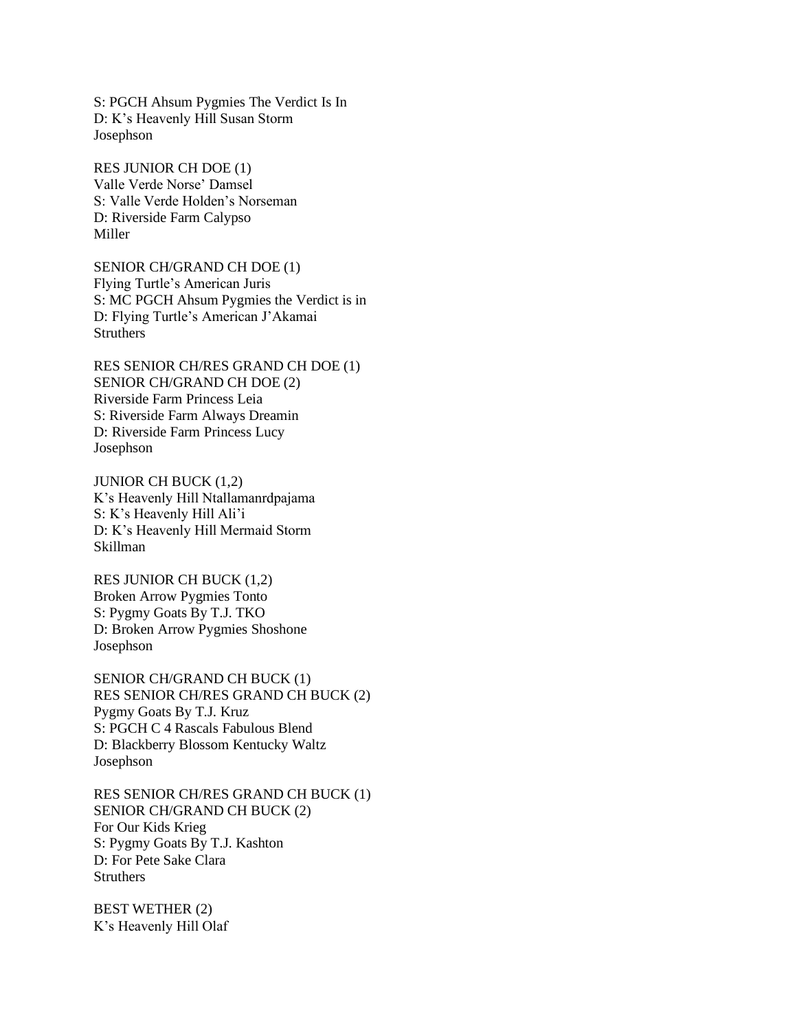S: PGCH Ahsum Pygmies The Verdict Is In
D: K's Heavenly Hill Susan Storm
Josephson

RES JUNIOR CH DOE (1)
Valle Verde Norse' Damsel
S: Valle Verde Holden's Norseman
D: Riverside Farm Calypso
Miller

SENIOR CH/GRAND CH DOE (1)
Flying Turtle's American Juris
S: MC PGCH Ahsum Pygmies the Verdict is in
D: Flying Turtle's American J'Akamai
Struthers

RES SENIOR CH/RES GRAND CH DOE (1)
SENIOR CH/GRAND CH DOE (2)
Riverside Farm Princess Leia
S: Riverside Farm Always Dreamin
D: Riverside Farm Princess Lucy
Josephson

JUNIOR CH BUCK (1,2)
K's Heavenly Hill Ntallamanrdpajama
S: K's Heavenly Hill Ali'i
D: K's Heavenly Hill Mermaid Storm
Skillman

RES JUNIOR CH BUCK (1,2)
Broken Arrow Pygmies Tonto
S: Pygmy Goats By T.J. TKO
D: Broken Arrow Pygmies Shoshone
Josephson

SENIOR CH/GRAND CH BUCK (1)
RES SENIOR CH/RES GRAND CH BUCK (2)
Pygmy Goats By T.J. Kruz
S: PGCH C 4 Rascals Fabulous Blend
D: Blackberry Blossom Kentucky Waltz
Josephson

RES SENIOR CH/RES GRAND CH BUCK (1)
SENIOR CH/GRAND CH BUCK (2)
For Our Kids Krieg
S: Pygmy Goats By T.J. Kashton
D: For Pete Sake Clara
Struthers

BEST WETHER (2)
K's Heavenly Hill Olaf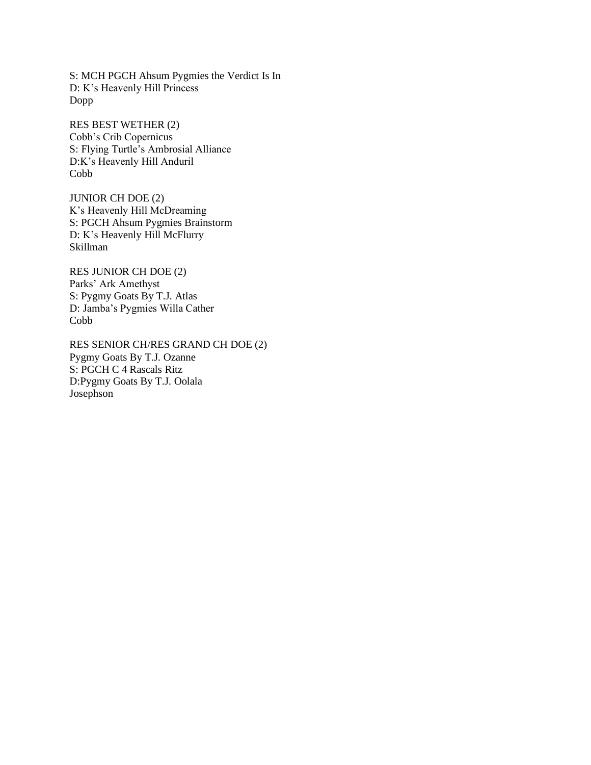S: MCH PGCH Ahsum Pygmies the Verdict Is In
D: K's Heavenly Hill Princess
Dopp

RES BEST WETHER (2)
Cobb's Crib Copernicus
S: Flying Turtle's Ambrosial Alliance
D:K's Heavenly Hill Anduril
Cobb

JUNIOR CH DOE (2)
K's Heavenly Hill McDreaming
S: PGCH Ahsum Pygmies Brainstorm
D: K's Heavenly Hill McFlurry
Skillman

RES JUNIOR CH DOE (2)
Parks' Ark Amethyst
S: Pygmy Goats By T.J. Atlas
D: Jamba's Pygmies Willa Cather
Cobb

RES SENIOR CH/RES GRAND CH DOE (2)
Pygmy Goats By T.J. Ozanne
S: PGCH C 4 Rascals Ritz
D:Pygmy Goats By T.J. Oolala
Josephson